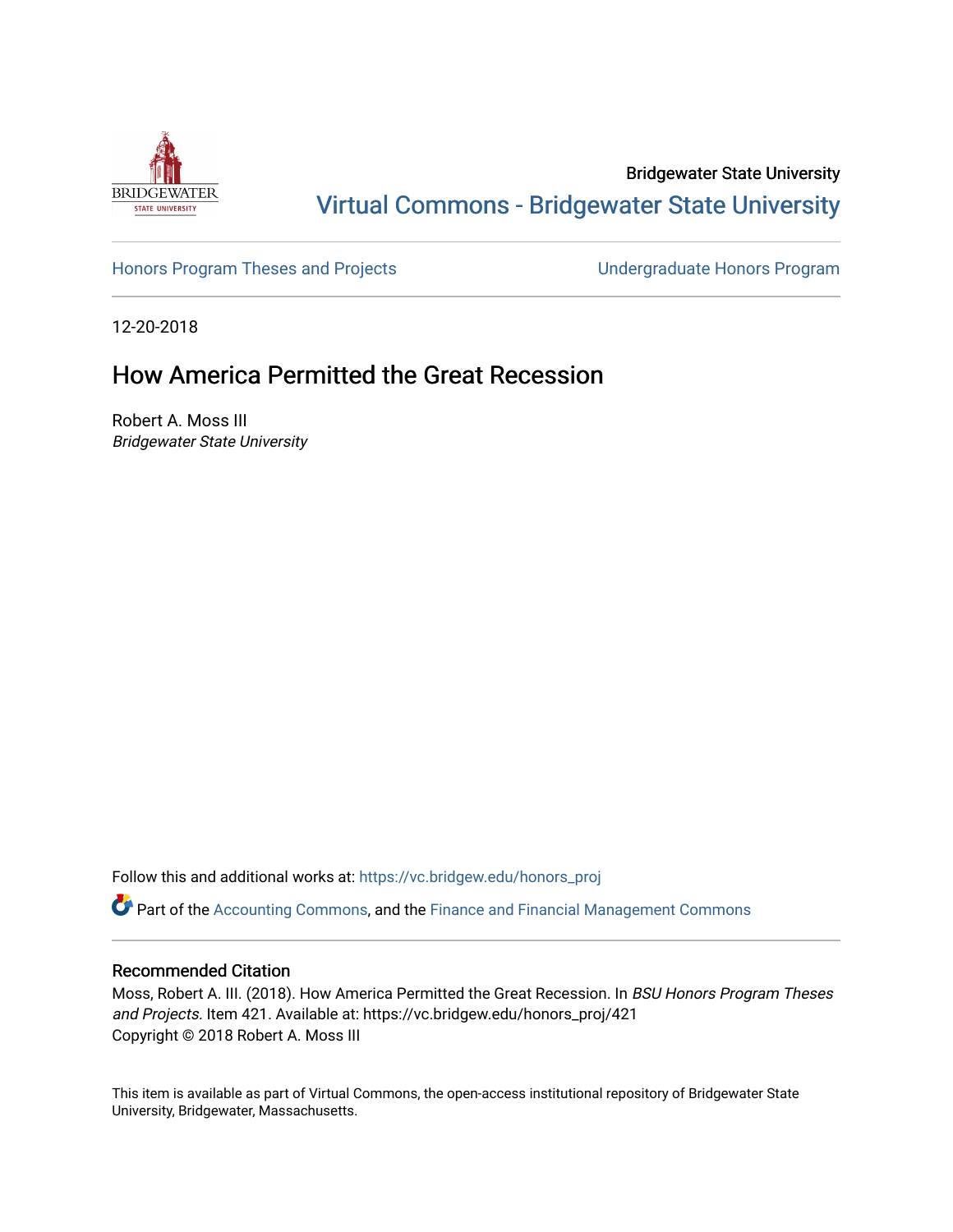Bridgewater State University

Virtual Commons - Bridgewater State University

Honors Program Theses and Projects

Undergraduate Honors Program

12-20-2018

# How America Permitted the Great Recession

Robert A. Moss III
*Bridgewater State University*

Follow this and additional works at: https://vc.bridgew.edu/honors_proj

Part of the Accounting Commons, and the Finance and Financial Management Commons

## Recommended Citation

Moss, Robert A. III. (2018). How America Permitted the Great Recession. In *BSU Honors Program Theses and Projects.* Item 421. Available at: https://vc.bridgew.edu/honors_proj/421
Copyright © 2018 Robert A. Moss III

This item is available as part of Virtual Commons, the open-access institutional repository of Bridgewater State University, Bridgewater, Massachusetts.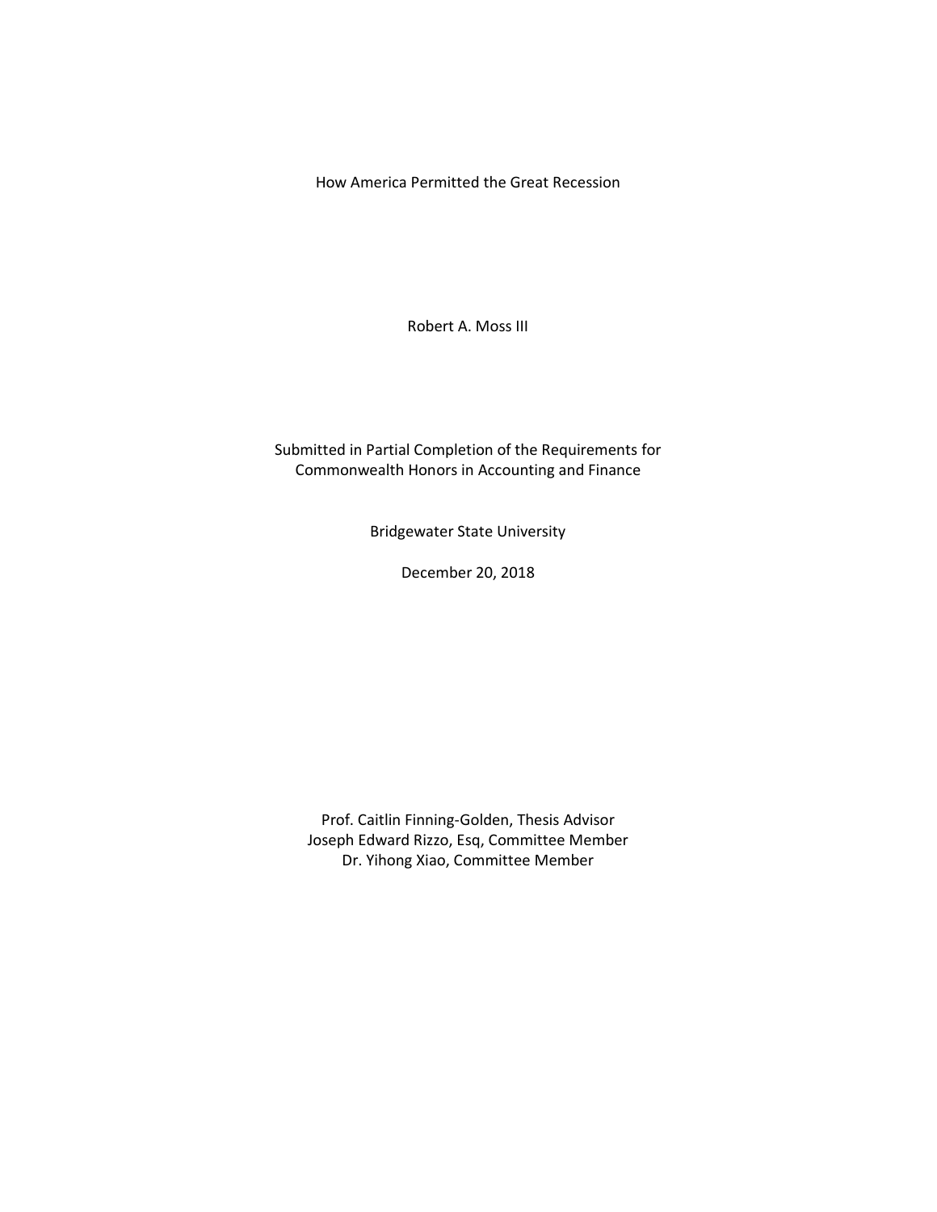# How America Permitted the Great Recession

Robert A. Moss III

Submitted in Partial Completion of the Requirements for
Commonwealth Honors in Accounting and Finance

Bridgewater State University

December 20, 2018

Prof. Caitlin Finning-Golden, Thesis Advisor
Joseph Edward Rizzo, Esq, Committee Member
Dr. Yihong Xiao, Committee Member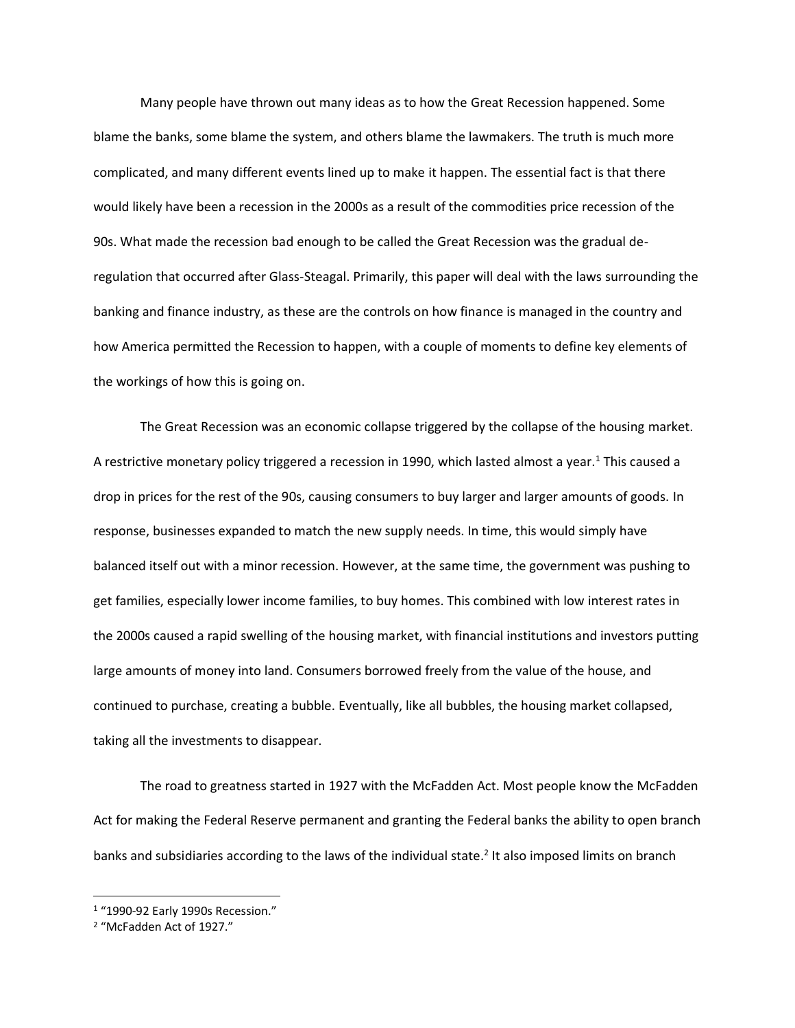Many people have thrown out many ideas as to how the Great Recession happened. Some blame the banks, some blame the system, and others blame the lawmakers. The truth is much more complicated, and many different events lined up to make it happen. The essential fact is that there would likely have been a recession in the 2000s as a result of the commodities price recession of the 90s. What made the recession bad enough to be called the Great Recession was the gradual de-regulation that occurred after Glass-Steagal. Primarily, this paper will deal with the laws surrounding the banking and finance industry, as these are the controls on how finance is managed in the country and how America permitted the Recession to happen, with a couple of moments to define key elements of the workings of how this is going on.

The Great Recession was an economic collapse triggered by the collapse of the housing market. A restrictive monetary policy triggered a recession in 1990, which lasted almost a year.[1] This caused a drop in prices for the rest of the 90s, causing consumers to buy larger and larger amounts of goods. In response, businesses expanded to match the new supply needs. In time, this would simply have balanced itself out with a minor recession. However, at the same time, the government was pushing to get families, especially lower income families, to buy homes. This combined with low interest rates in the 2000s caused a rapid swelling of the housing market, with financial institutions and investors putting large amounts of money into land. Consumers borrowed freely from the value of the house, and continued to purchase, creating a bubble. Eventually, like all bubbles, the housing market collapsed, taking all the investments to disappear.

The road to greatness started in 1927 with the McFadden Act. Most people know the McFadden Act for making the Federal Reserve permanent and granting the Federal banks the ability to open branch banks and subsidiaries according to the laws of the individual state.[2] It also imposed limits on branch

---

[1] "1990-92 Early 1990s Recession."

[2] "McFadden Act of 1927."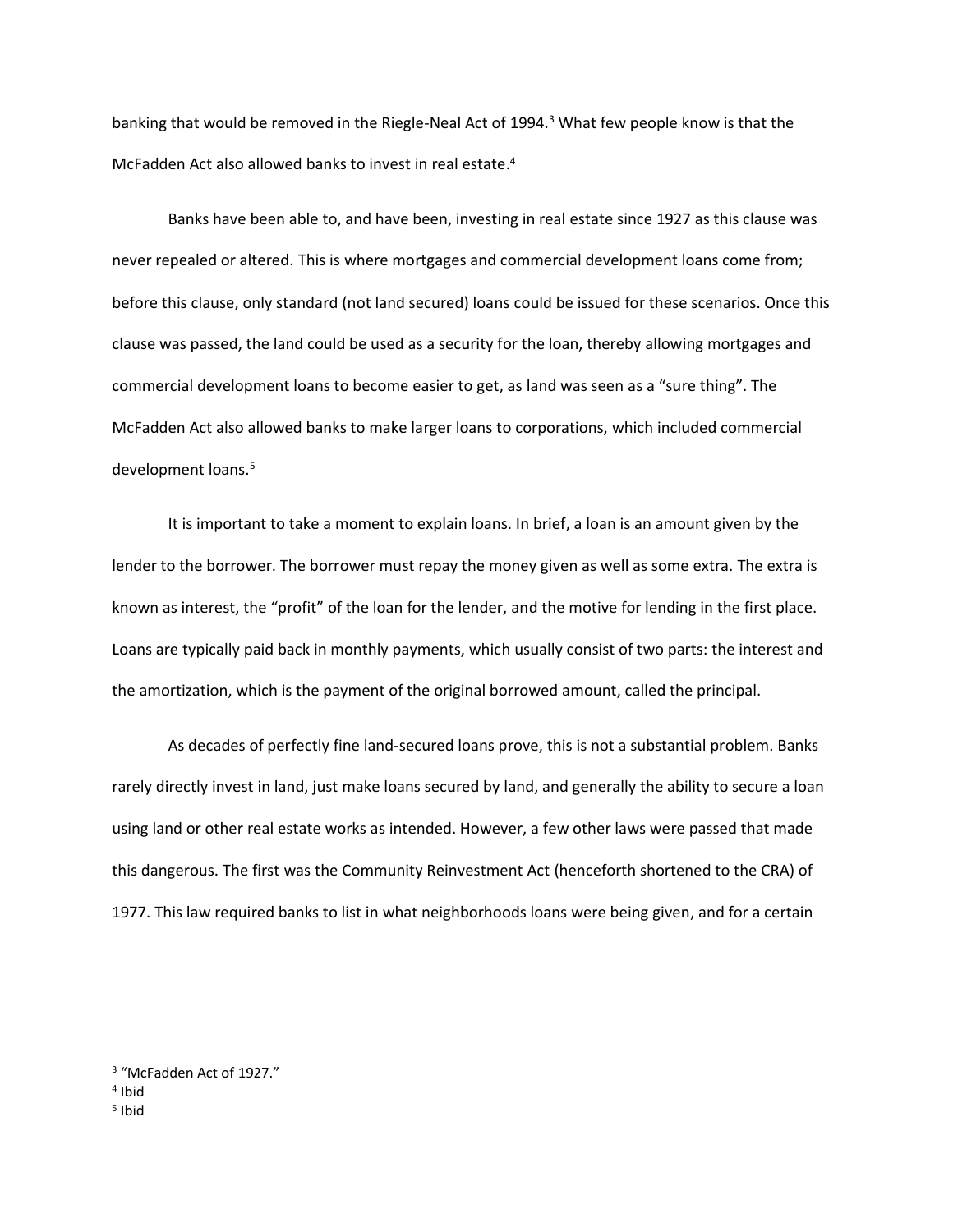banking that would be removed in the Riegle-Neal Act of 1994.[3] What few people know is that the McFadden Act also allowed banks to invest in real estate.[4]

Banks have been able to, and have been, investing in real estate since 1927 as this clause was never repealed or altered. This is where mortgages and commercial development loans come from; before this clause, only standard (not land secured) loans could be issued for these scenarios. Once this clause was passed, the land could be used as a security for the loan, thereby allowing mortgages and commercial development loans to become easier to get, as land was seen as a "sure thing". The McFadden Act also allowed banks to make larger loans to corporations, which included commercial development loans.[5]

It is important to take a moment to explain loans. In brief, a loan is an amount given by the lender to the borrower. The borrower must repay the money given as well as some extra. The extra is known as interest, the "profit" of the loan for the lender, and the motive for lending in the first place. Loans are typically paid back in monthly payments, which usually consist of two parts: the interest and the amortization, which is the payment of the original borrowed amount, called the principal.

As decades of perfectly fine land-secured loans prove, this is not a substantial problem. Banks rarely directly invest in land, just make loans secured by land, and generally the ability to secure a loan using land or other real estate works as intended. However, a few other laws were passed that made this dangerous. The first was the Community Reinvestment Act (henceforth shortened to the CRA) of 1977. This law required banks to list in what neighborhoods loans were being given, and for a certain

---

[3] "McFadden Act of 1927."

[4] Ibid

[5] Ibid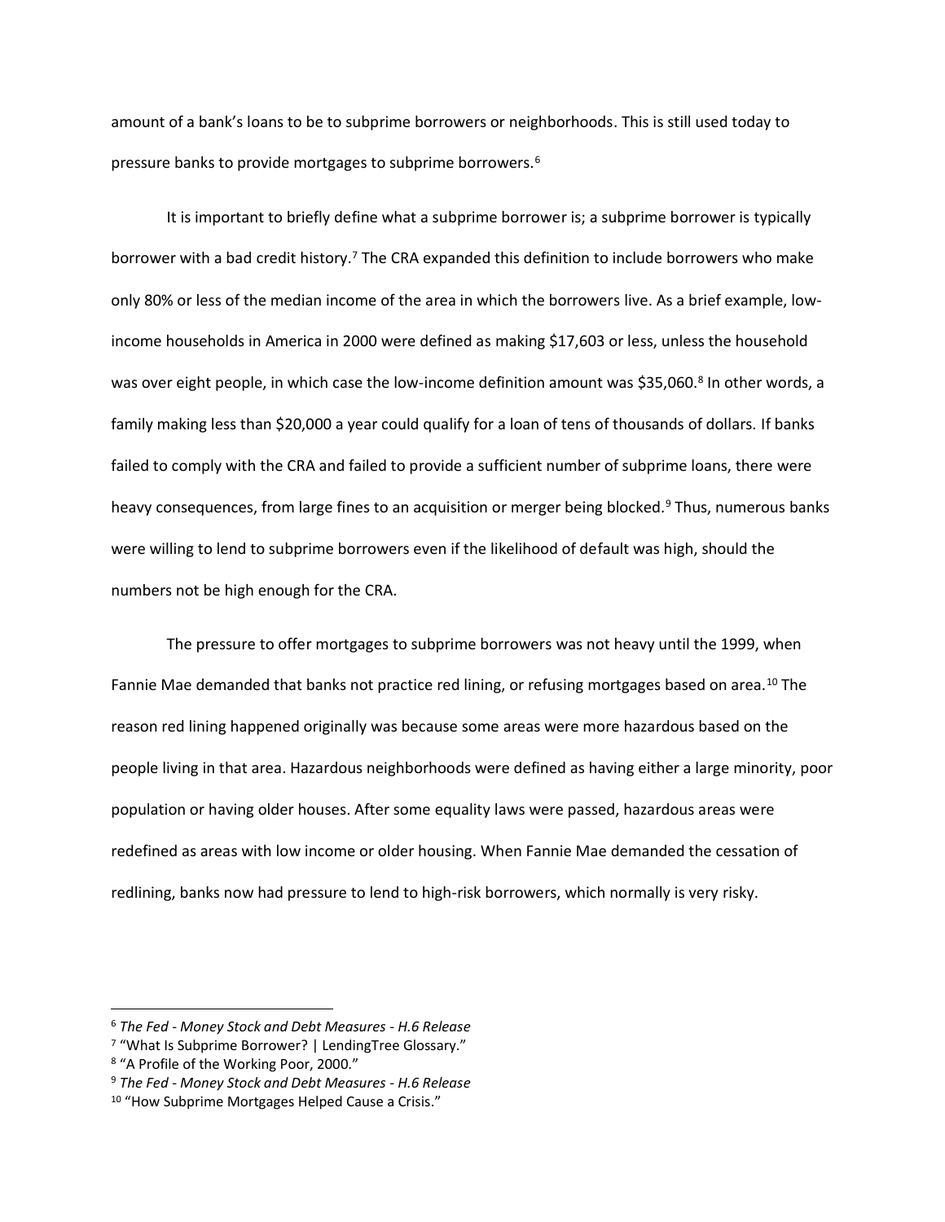amount of a bank's loans to be to subprime borrowers or neighborhoods. This is still used today to pressure banks to provide mortgages to subprime borrowers.[6]

It is important to briefly define what a subprime borrower is; a subprime borrower is typically borrower with a bad credit history.[7] The CRA expanded this definition to include borrowers who make only 80% or less of the median income of the area in which the borrowers live. As a brief example, low-income households in America in 2000 were defined as making $17,603 or less, unless the household was over eight people, in which case the low-income definition amount was $35,060.[8] In other words, a family making less than $20,000 a year could qualify for a loan of tens of thousands of dollars. If banks failed to comply with the CRA and failed to provide a sufficient number of subprime loans, there were heavy consequences, from large fines to an acquisition or merger being blocked.[9] Thus, numerous banks were willing to lend to subprime borrowers even if the likelihood of default was high, should the numbers not be high enough for the CRA.

The pressure to offer mortgages to subprime borrowers was not heavy until the 1999, when Fannie Mae demanded that banks not practice red lining, or refusing mortgages based on area.[10] The reason red lining happened originally was because some areas were more hazardous based on the people living in that area. Hazardous neighborhoods were defined as having either a large minority, poor population or having older houses. After some equality laws were passed, hazardous areas were redefined as areas with low income or older housing. When Fannie Mae demanded the cessation of redlining, banks now had pressure to lend to high-risk borrowers, which normally is very risky.

---

[6] *The Fed - Money Stock and Debt Measures - H.6 Release*

[7] "What Is Subprime Borrower? | LendingTree Glossary."

[8] "A Profile of the Working Poor, 2000."

[9] *The Fed - Money Stock and Debt Measures - H.6 Release*

[10] "How Subprime Mortgages Helped Cause a Crisis."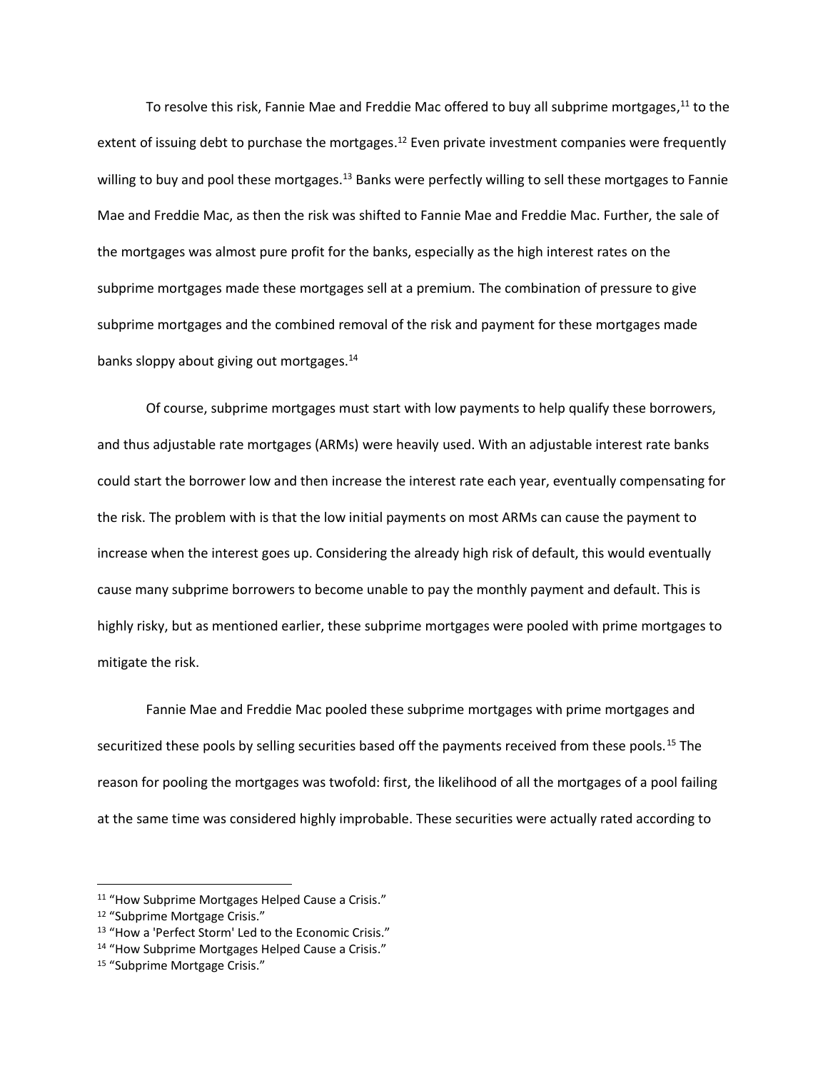To resolve this risk, Fannie Mae and Freddie Mac offered to buy all subprime mortgages,[11] to the extent of issuing debt to purchase the mortgages.[12] Even private investment companies were frequently willing to buy and pool these mortgages.[13] Banks were perfectly willing to sell these mortgages to Fannie Mae and Freddie Mac, as then the risk was shifted to Fannie Mae and Freddie Mac. Further, the sale of the mortgages was almost pure profit for the banks, especially as the high interest rates on the subprime mortgages made these mortgages sell at a premium. The combination of pressure to give subprime mortgages and the combined removal of the risk and payment for these mortgages made banks sloppy about giving out mortgages.[14]

Of course, subprime mortgages must start with low payments to help qualify these borrowers, and thus adjustable rate mortgages (ARMs) were heavily used. With an adjustable interest rate banks could start the borrower low and then increase the interest rate each year, eventually compensating for the risk. The problem with is that the low initial payments on most ARMs can cause the payment to increase when the interest goes up. Considering the already high risk of default, this would eventually cause many subprime borrowers to become unable to pay the monthly payment and default. This is highly risky, but as mentioned earlier, these subprime mortgages were pooled with prime mortgages to mitigate the risk.

Fannie Mae and Freddie Mac pooled these subprime mortgages with prime mortgages and securitized these pools by selling securities based off the payments received from these pools.[15] The reason for pooling the mortgages was twofold: first, the likelihood of all the mortgages of a pool failing at the same time was considered highly improbable. These securities were actually rated according to

---

[11] "How Subprime Mortgages Helped Cause a Crisis."

[12] "Subprime Mortgage Crisis."

[13] "How a 'Perfect Storm' Led to the Economic Crisis."

[14] "How Subprime Mortgages Helped Cause a Crisis."

[15] "Subprime Mortgage Crisis."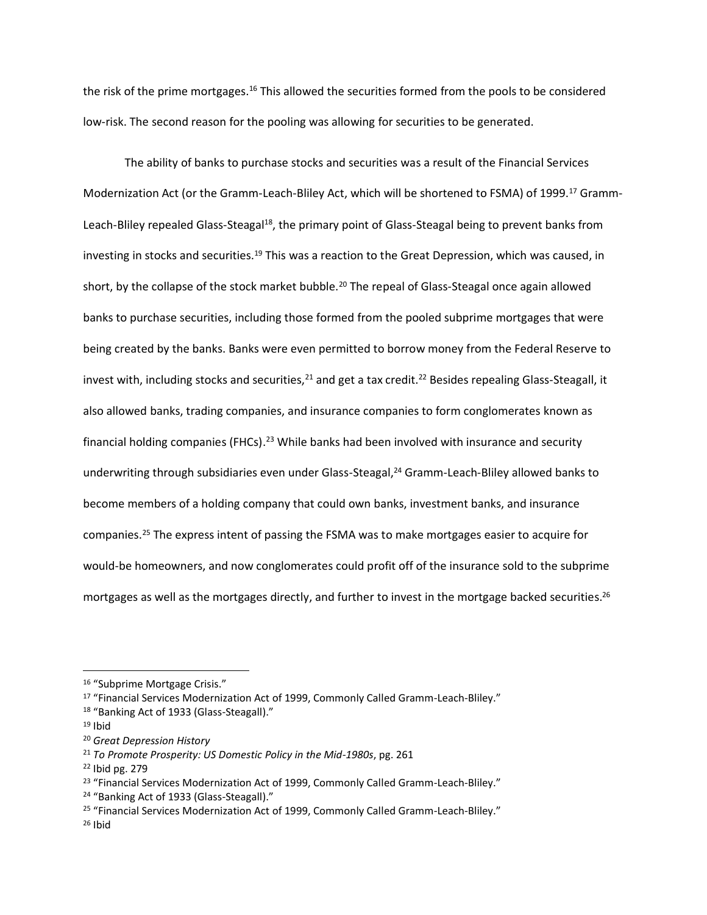the risk of the prime mortgages.[16] This allowed the securities formed from the pools to be considered low-risk. The second reason for the pooling was allowing for securities to be generated.

The ability of banks to purchase stocks and securities was a result of the Financial Services Modernization Act (or the Gramm-Leach-Bliley Act, which will be shortened to FSMA) of 1999.[17] Gramm-Leach-Bliley repealed Glass-Steagal[18], the primary point of Glass-Steagal being to prevent banks from investing in stocks and securities.[19] This was a reaction to the Great Depression, which was caused, in short, by the collapse of the stock market bubble.[20] The repeal of Glass-Steagal once again allowed banks to purchase securities, including those formed from the pooled subprime mortgages that were being created by the banks. Banks were even permitted to borrow money from the Federal Reserve to invest with, including stocks and securities,[21] and get a tax credit.[22] Besides repealing Glass-Steagall, it also allowed banks, trading companies, and insurance companies to form conglomerates known as financial holding companies (FHCs).[23] While banks had been involved with insurance and security underwriting through subsidiaries even under Glass-Steagal,[24] Gramm-Leach-Bliley allowed banks to become members of a holding company that could own banks, investment banks, and insurance companies.[25] The express intent of passing the FSMA was to make mortgages easier to acquire for would-be homeowners, and now conglomerates could profit off of the insurance sold to the subprime mortgages as well as the mortgages directly, and further to invest in the mortgage backed securities.[26]

---

[16] "Subprime Mortgage Crisis."

[17] "Financial Services Modernization Act of 1999, Commonly Called Gramm-Leach-Bliley."

[18] "Banking Act of 1933 (Glass-Steagall)."

[19] Ibid

[20] *Great Depression History*

[21] *To Promote Prosperity: US Domestic Policy in the Mid-1980s*, pg. 261

[22] Ibid pg. 279

[23] "Financial Services Modernization Act of 1999, Commonly Called Gramm-Leach-Bliley."

[24] "Banking Act of 1933 (Glass-Steagall)."

[25] "Financial Services Modernization Act of 1999, Commonly Called Gramm-Leach-Bliley."

[26] Ibid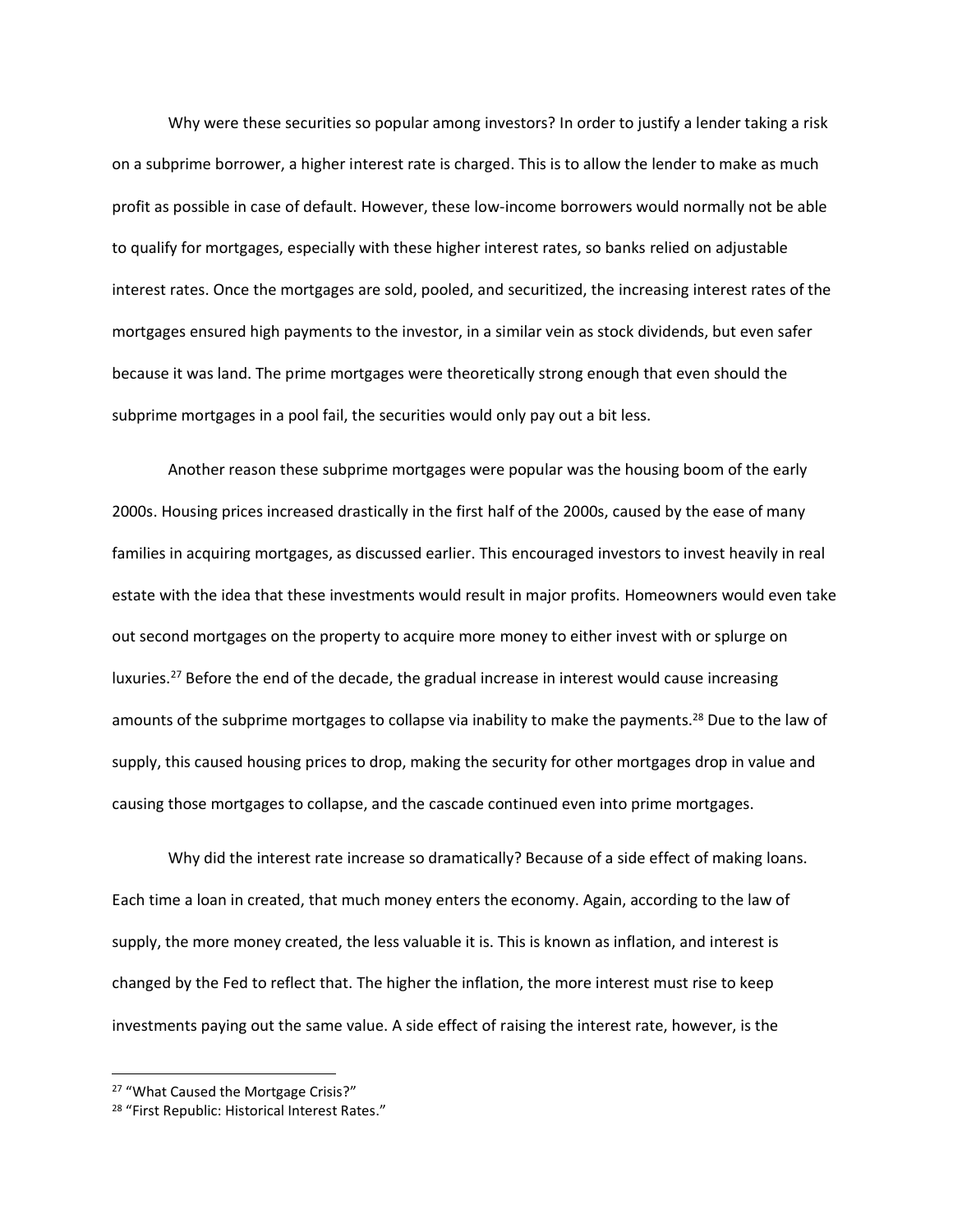Why were these securities so popular among investors? In order to justify a lender taking a risk on a subprime borrower, a higher interest rate is charged. This is to allow the lender to make as much profit as possible in case of default. However, these low-income borrowers would normally not be able to qualify for mortgages, especially with these higher interest rates, so banks relied on adjustable interest rates. Once the mortgages are sold, pooled, and securitized, the increasing interest rates of the mortgages ensured high payments to the investor, in a similar vein as stock dividends, but even safer because it was land. The prime mortgages were theoretically strong enough that even should the subprime mortgages in a pool fail, the securities would only pay out a bit less.

Another reason these subprime mortgages were popular was the housing boom of the early 2000s. Housing prices increased drastically in the first half of the 2000s, caused by the ease of many families in acquiring mortgages, as discussed earlier. This encouraged investors to invest heavily in real estate with the idea that these investments would result in major profits. Homeowners would even take out second mortgages on the property to acquire more money to either invest with or splurge on luxuries.[27] Before the end of the decade, the gradual increase in interest would cause increasing amounts of the subprime mortgages to collapse via inability to make the payments.[28] Due to the law of supply, this caused housing prices to drop, making the security for other mortgages drop in value and causing those mortgages to collapse, and the cascade continued even into prime mortgages.

Why did the interest rate increase so dramatically? Because of a side effect of making loans. Each time a loan in created, that much money enters the economy. Again, according to the law of supply, the more money created, the less valuable it is. This is known as inflation, and interest is changed by the Fed to reflect that. The higher the inflation, the more interest must rise to keep investments paying out the same value. A side effect of raising the interest rate, however, is the

---

[27] "What Caused the Mortgage Crisis?"

[28] "First Republic: Historical Interest Rates."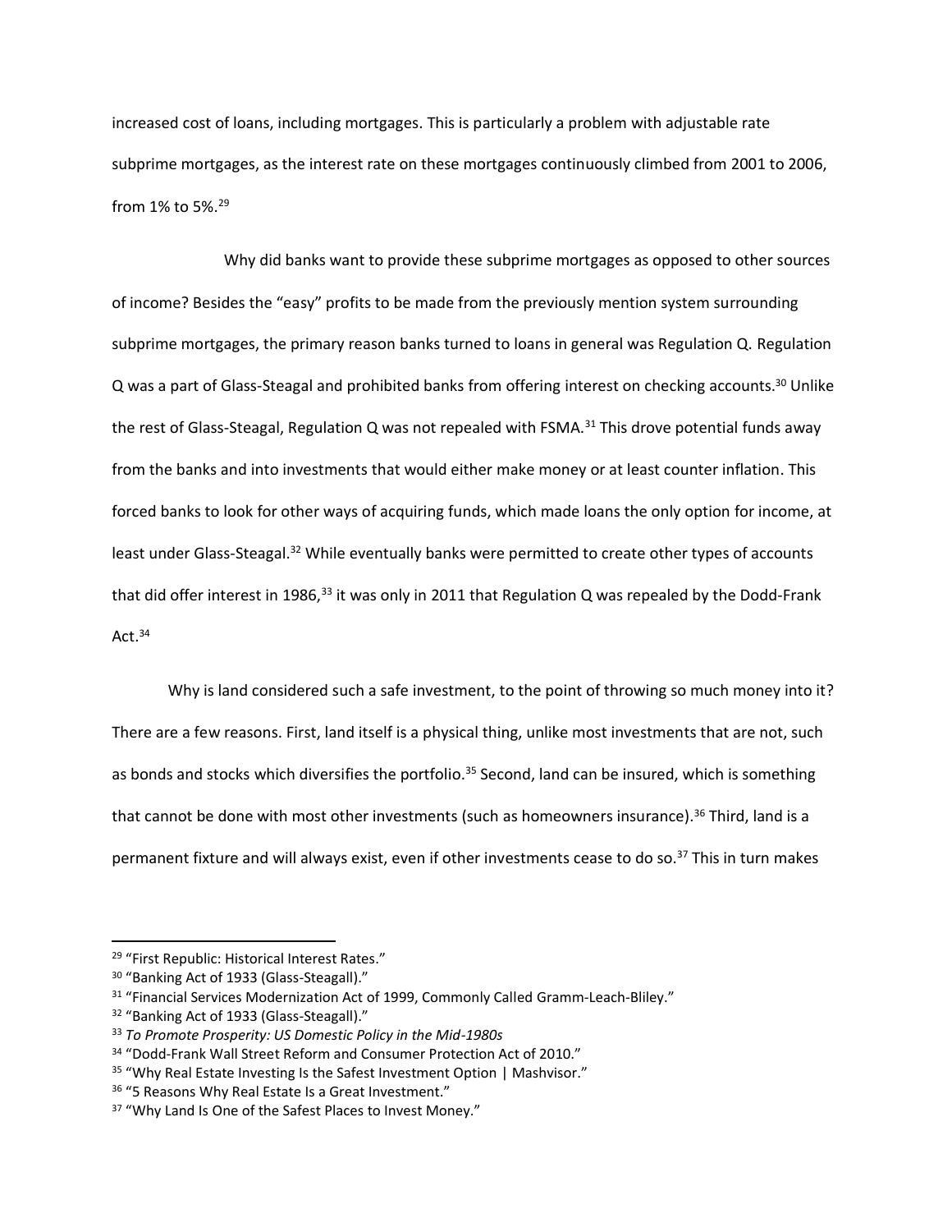increased cost of loans, including mortgages. This is particularly a problem with adjustable rate subprime mortgages, as the interest rate on these mortgages continuously climbed from 2001 to 2006, from 1% to 5%.[29]

Why did banks want to provide these subprime mortgages as opposed to other sources of income? Besides the "easy" profits to be made from the previously mention system surrounding subprime mortgages, the primary reason banks turned to loans in general was Regulation Q. Regulation Q was a part of Glass-Steagal and prohibited banks from offering interest on checking accounts.[30] Unlike the rest of Glass-Steagal, Regulation Q was not repealed with FSMA.[31] This drove potential funds away from the banks and into investments that would either make money or at least counter inflation. This forced banks to look for other ways of acquiring funds, which made loans the only option for income, at least under Glass-Steagal.[32] While eventually banks were permitted to create other types of accounts that did offer interest in 1986,[33] it was only in 2011 that Regulation Q was repealed by the Dodd-Frank Act.[34]

Why is land considered such a safe investment, to the point of throwing so much money into it? There are a few reasons. First, land itself is a physical thing, unlike most investments that are not, such as bonds and stocks which diversifies the portfolio.[35] Second, land can be insured, which is something that cannot be done with most other investments (such as homeowners insurance).[36] Third, land is a permanent fixture and will always exist, even if other investments cease to do so.[37] This in turn makes

---

[29] "First Republic: Historical Interest Rates."

[30] "Banking Act of 1933 (Glass-Steagall)."

[31] "Financial Services Modernization Act of 1999, Commonly Called Gramm-Leach-Bliley."

[32] "Banking Act of 1933 (Glass-Steagall)."

[33] *To Promote Prosperity: US Domestic Policy in the Mid-1980s*

[34] "Dodd-Frank Wall Street Reform and Consumer Protection Act of 2010."

[35] "Why Real Estate Investing Is the Safest Investment Option | Mashvisor."

[36] "5 Reasons Why Real Estate Is a Great Investment."

[37] "Why Land Is One of the Safest Places to Invest Money."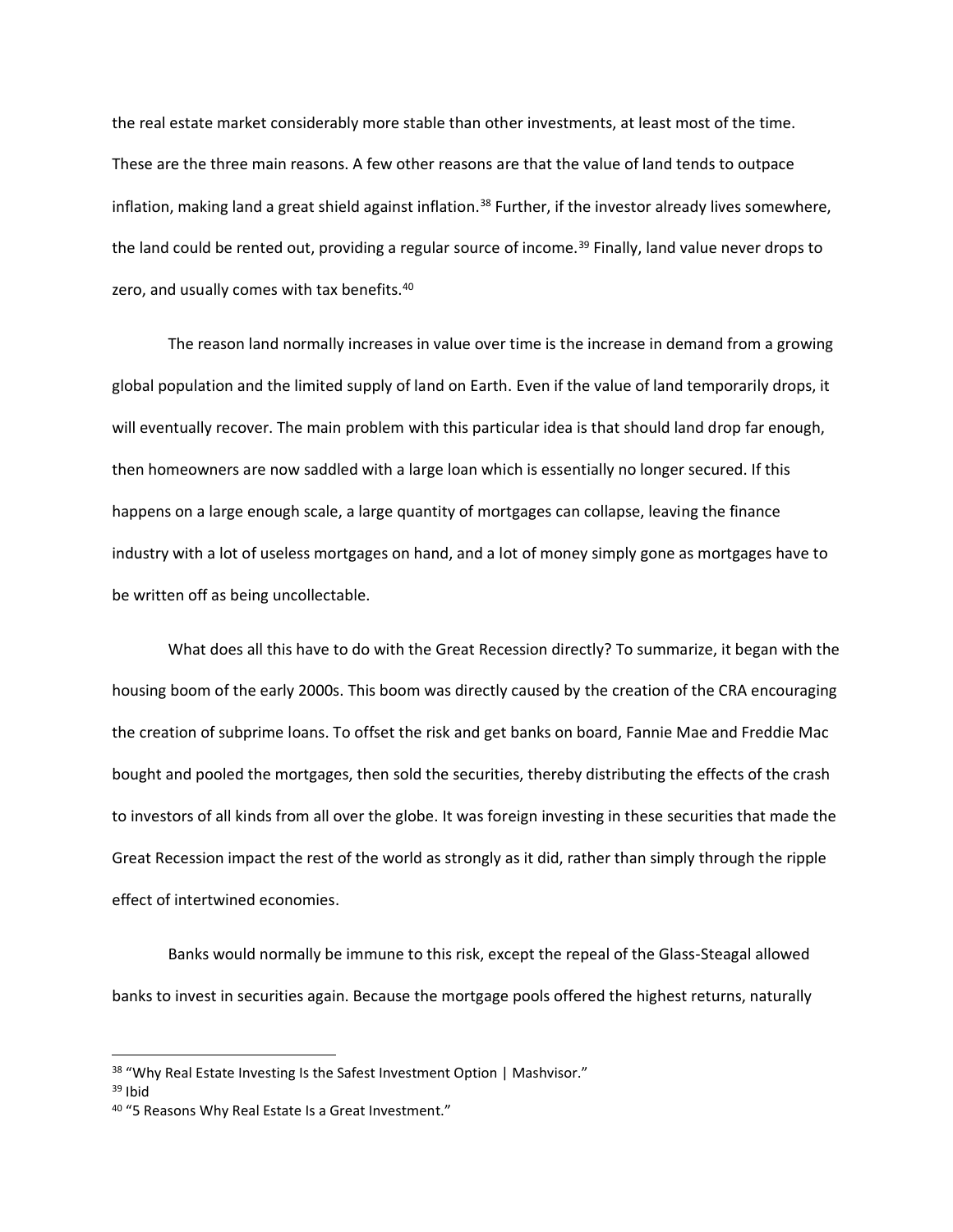the real estate market considerably more stable than other investments, at least most of the time. These are the three main reasons. A few other reasons are that the value of land tends to outpace inflation, making land a great shield against inflation.[38] Further, if the investor already lives somewhere, the land could be rented out, providing a regular source of income.[39] Finally, land value never drops to zero, and usually comes with tax benefits.[40]

The reason land normally increases in value over time is the increase in demand from a growing global population and the limited supply of land on Earth. Even if the value of land temporarily drops, it will eventually recover. The main problem with this particular idea is that should land drop far enough, then homeowners are now saddled with a large loan which is essentially no longer secured. If this happens on a large enough scale, a large quantity of mortgages can collapse, leaving the finance industry with a lot of useless mortgages on hand, and a lot of money simply gone as mortgages have to be written off as being uncollectable.

What does all this have to do with the Great Recession directly? To summarize, it began with the housing boom of the early 2000s. This boom was directly caused by the creation of the CRA encouraging the creation of subprime loans. To offset the risk and get banks on board, Fannie Mae and Freddie Mac bought and pooled the mortgages, then sold the securities, thereby distributing the effects of the crash to investors of all kinds from all over the globe. It was foreign investing in these securities that made the Great Recession impact the rest of the world as strongly as it did, rather than simply through the ripple effect of intertwined economies.

Banks would normally be immune to this risk, except the repeal of the Glass-Steagal allowed banks to invest in securities again. Because the mortgage pools offered the highest returns, naturally

---

[38] "Why Real Estate Investing Is the Safest Investment Option | Mashvisor."

[39] Ibid

[40] "5 Reasons Why Real Estate Is a Great Investment."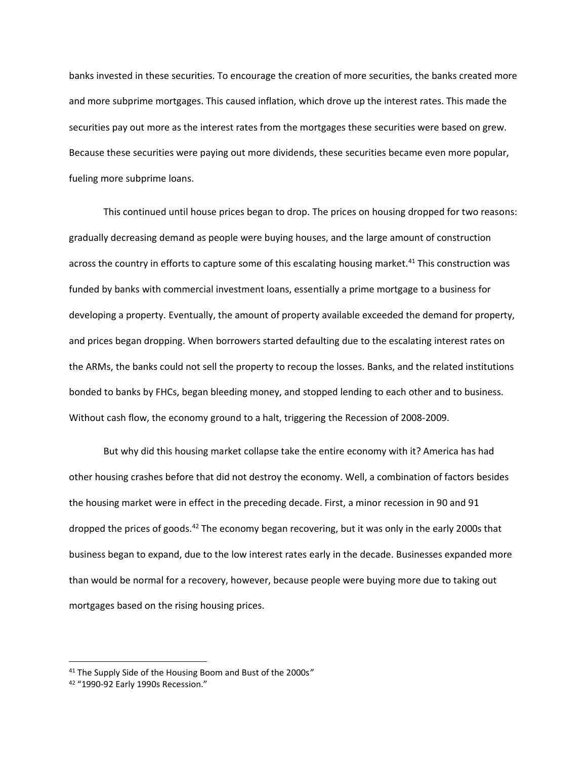banks invested in these securities. To encourage the creation of more securities, the banks created more and more subprime mortgages. This caused inflation, which drove up the interest rates. This made the securities pay out more as the interest rates from the mortgages these securities were based on grew. Because these securities were paying out more dividends, these securities became even more popular, fueling more subprime loans.

This continued until house prices began to drop. The prices on housing dropped for two reasons: gradually decreasing demand as people were buying houses, and the large amount of construction across the country in efforts to capture some of this escalating housing market.[41] This construction was funded by banks with commercial investment loans, essentially a prime mortgage to a business for developing a property. Eventually, the amount of property available exceeded the demand for property, and prices began dropping. When borrowers started defaulting due to the escalating interest rates on the ARMs, the banks could not sell the property to recoup the losses. Banks, and the related institutions bonded to banks by FHCs, began bleeding money, and stopped lending to each other and to business. Without cash flow, the economy ground to a halt, triggering the Recession of 2008-2009.

But why did this housing market collapse take the entire economy with it? America has had other housing crashes before that did not destroy the economy. Well, a combination of factors besides the housing market were in effect in the preceding decade. First, a minor recession in 90 and 91 dropped the prices of goods.[42] The economy began recovering, but it was only in the early 2000s that business began to expand, due to the low interest rates early in the decade. Businesses expanded more than would be normal for a recovery, however, because people were buying more due to taking out mortgages based on the rising housing prices.

---

[41] The Supply Side of the Housing Boom and Bust of the 2000s"

[42] "1990-92 Early 1990s Recession."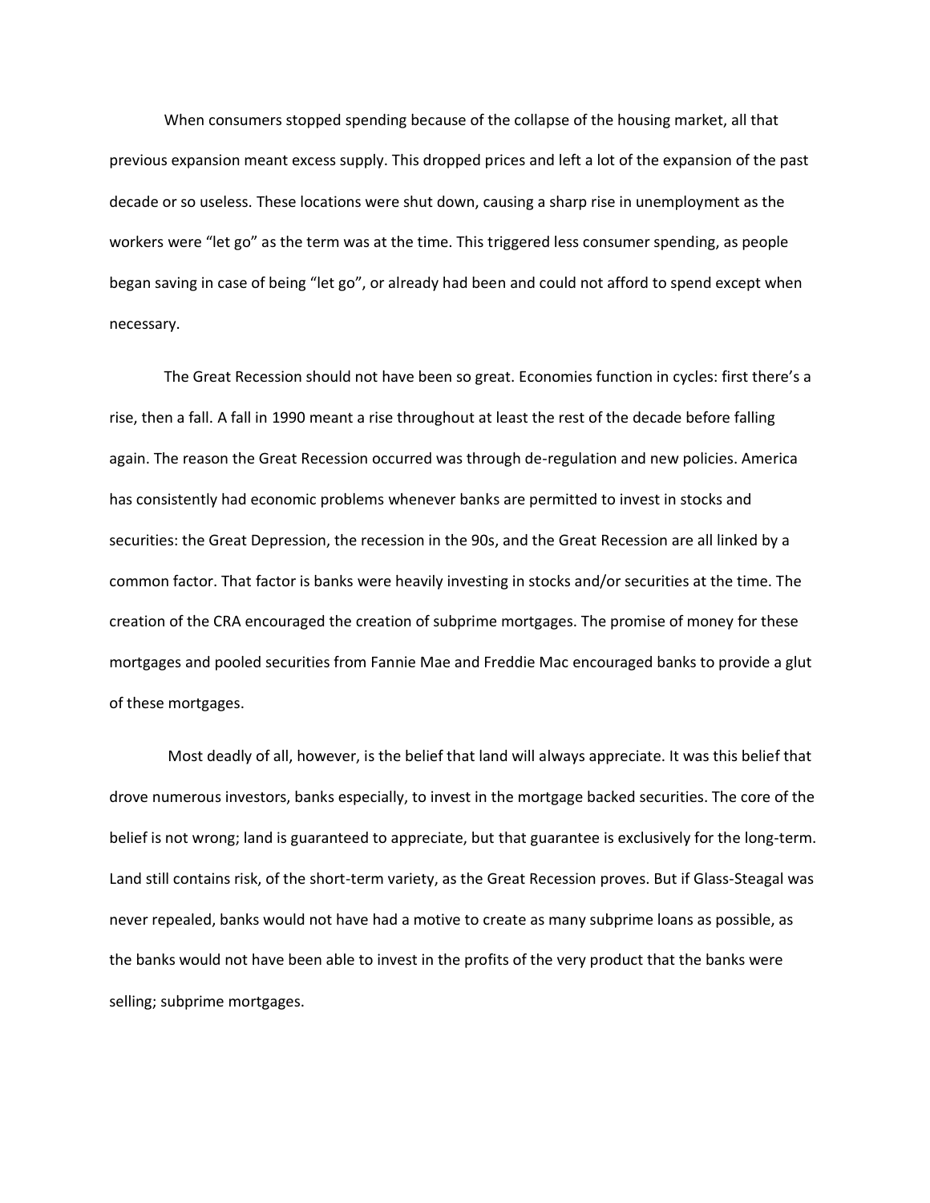When consumers stopped spending because of the collapse of the housing market, all that previous expansion meant excess supply. This dropped prices and left a lot of the expansion of the past decade or so useless. These locations were shut down, causing a sharp rise in unemployment as the workers were "let go" as the term was at the time. This triggered less consumer spending, as people began saving in case of being "let go", or already had been and could not afford to spend except when necessary.

The Great Recession should not have been so great. Economies function in cycles: first there's a rise, then a fall. A fall in 1990 meant a rise throughout at least the rest of the decade before falling again. The reason the Great Recession occurred was through de-regulation and new policies. America has consistently had economic problems whenever banks are permitted to invest in stocks and securities: the Great Depression, the recession in the 90s, and the Great Recession are all linked by a common factor. That factor is banks were heavily investing in stocks and/or securities at the time. The creation of the CRA encouraged the creation of subprime mortgages. The promise of money for these mortgages and pooled securities from Fannie Mae and Freddie Mac encouraged banks to provide a glut of these mortgages.

Most deadly of all, however, is the belief that land will always appreciate. It was this belief that drove numerous investors, banks especially, to invest in the mortgage backed securities. The core of the belief is not wrong; land is guaranteed to appreciate, but that guarantee is exclusively for the long-term. Land still contains risk, of the short-term variety, as the Great Recession proves. But if Glass-Steagal was never repealed, banks would not have had a motive to create as many subprime loans as possible, as the banks would not have been able to invest in the profits of the very product that the banks were selling; subprime mortgages.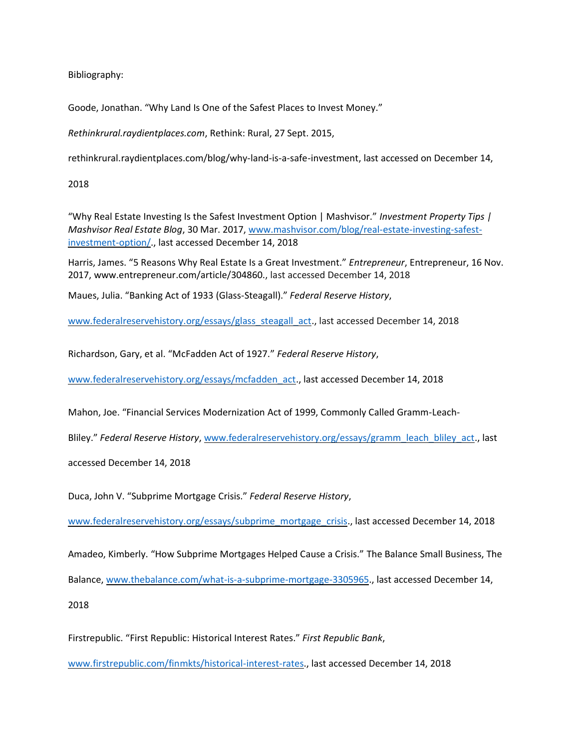Bibliography:

Goode, Jonathan. “Why Land Is One of the Safest Places to Invest Money.” *Rethinkrural.raydientplaces.com*, Rethink: Rural, 27 Sept. 2015, rethinkrural.raydientplaces.com/blog/why-land-is-a-safe-investment, last accessed on December 14, 2018

“Why Real Estate Investing Is the Safest Investment Option | Mashvisor.” *Investment Property Tips | Mashvisor Real Estate Blog*, 30 Mar. 2017, www.mashvisor.com/blog/real-estate-investing-safest-investment-option/., last accessed December 14, 2018

Harris, James. “5 Reasons Why Real Estate Is a Great Investment.” *Entrepreneur*, Entrepreneur, 16 Nov. 2017, www.entrepreneur.com/article/304860., last accessed December 14, 2018

Maues, Julia. “Banking Act of 1933 (Glass-Steagall).” *Federal Reserve History*, www.federalreservehistory.org/essays/glass_steagall_act., last accessed December 14, 2018

Richardson, Gary, et al. “McFadden Act of 1927.” *Federal Reserve History*, www.federalreservehistory.org/essays/mcfadden_act., last accessed December 14, 2018

Mahon, Joe. “Financial Services Modernization Act of 1999, Commonly Called Gramm-Leach-Bliley.” *Federal Reserve History*, www.federalreservehistory.org/essays/gramm_leach_bliley_act., last accessed December 14, 2018

Duca, John V. “Subprime Mortgage Crisis.” *Federal Reserve History*, www.federalreservehistory.org/essays/subprime_mortgage_crisis., last accessed December 14, 2018

Amadeo, Kimberly. “How Subprime Mortgages Helped Cause a Crisis.” The Balance Small Business, The Balance, www.thebalance.com/what-is-a-subprime-mortgage-3305965., last accessed December 14, 2018

Firstrepublic. “First Republic: Historical Interest Rates.” *First Republic Bank*, www.firstrepublic.com/finmkts/historical-interest-rates., last accessed December 14, 2018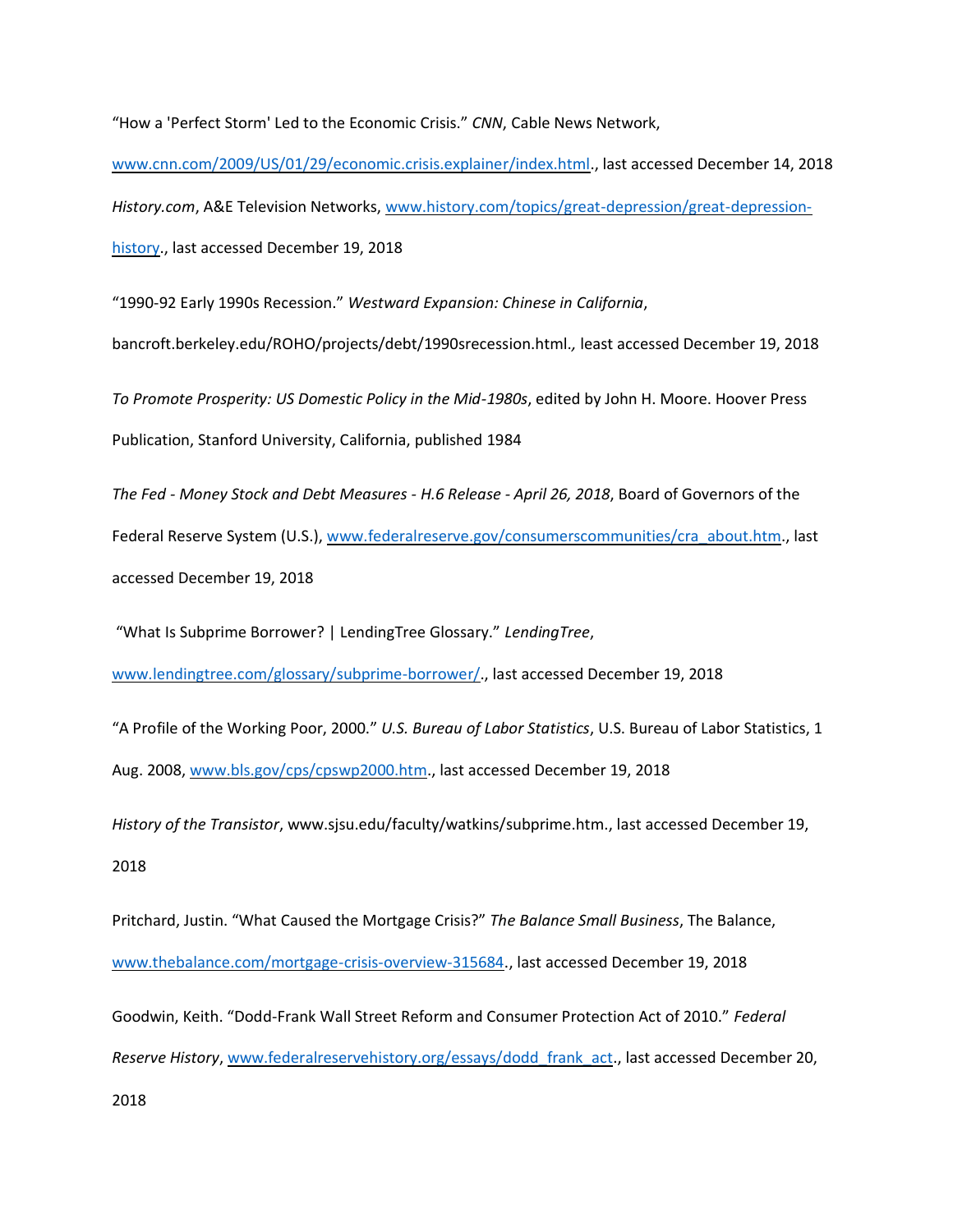"How a 'Perfect Storm' Led to the Economic Crisis." *CNN*, Cable News Network, www.cnn.com/2009/US/01/29/economic.crisis.explainer/index.html., last accessed December 14, 2018

*History.com*, A&E Television Networks, www.history.com/topics/great-depression/great-depression-history., last accessed December 19, 2018

"1990-92 Early 1990s Recession." *Westward Expansion: Chinese in California*, bancroft.berkeley.edu/ROHO/projects/debt/1990srecession.html.*,* least accessed December 19, 2018

*To Promote Prosperity: US Domestic Policy in the Mid-1980s*, edited by John H. Moore. Hoover Press Publication, Stanford University, California, published 1984

*The Fed - Money Stock and Debt Measures - H.6 Release - April 26, 2018*, Board of Governors of the Federal Reserve System (U.S.), www.federalreserve.gov/consumerscommunities/cra_about.htm., last accessed December 19, 2018

"What Is Subprime Borrower? | LendingTree Glossary." *LendingTree*, www.lendingtree.com/glossary/subprime-borrower/., last accessed December 19, 2018

"A Profile of the Working Poor, 2000." *U.S. Bureau of Labor Statistics*, U.S. Bureau of Labor Statistics, 1 Aug. 2008, www.bls.gov/cps/cpswp2000.htm., last accessed December 19, 2018

*History of the Transistor*, www.sjsu.edu/faculty/watkins/subprime.htm., last accessed December 19, 2018

Pritchard, Justin. "What Caused the Mortgage Crisis?" *The Balance Small Business*, The Balance, www.thebalance.com/mortgage-crisis-overview-315684., last accessed December 19, 2018

Goodwin, Keith. "Dodd-Frank Wall Street Reform and Consumer Protection Act of 2010." *Federal Reserve History*, www.federalreservehistory.org/essays/dodd_frank_act., last accessed December 20, 2018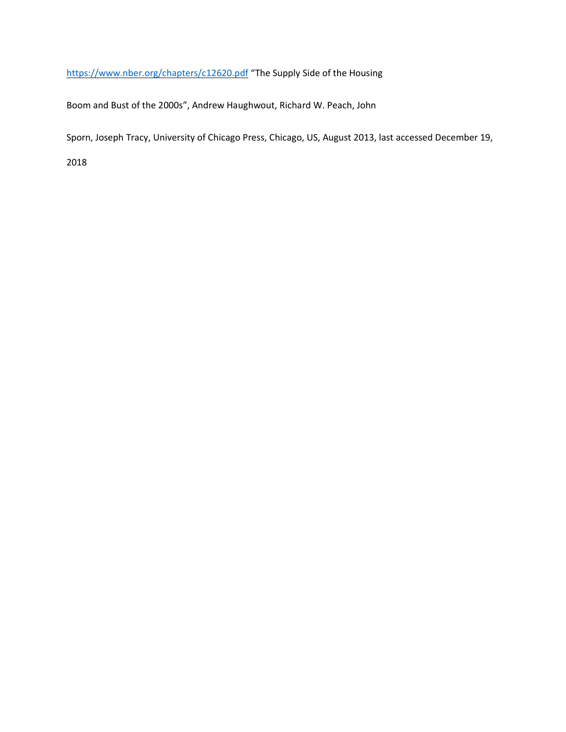https://www.nber.org/chapters/c12620.pdf "The Supply Side of the Housing Boom and Bust of the 2000s", Andrew Haughwout, Richard W. Peach, John Sporn, Joseph Tracy, University of Chicago Press, Chicago, US, August 2013, last accessed December 19, 2018